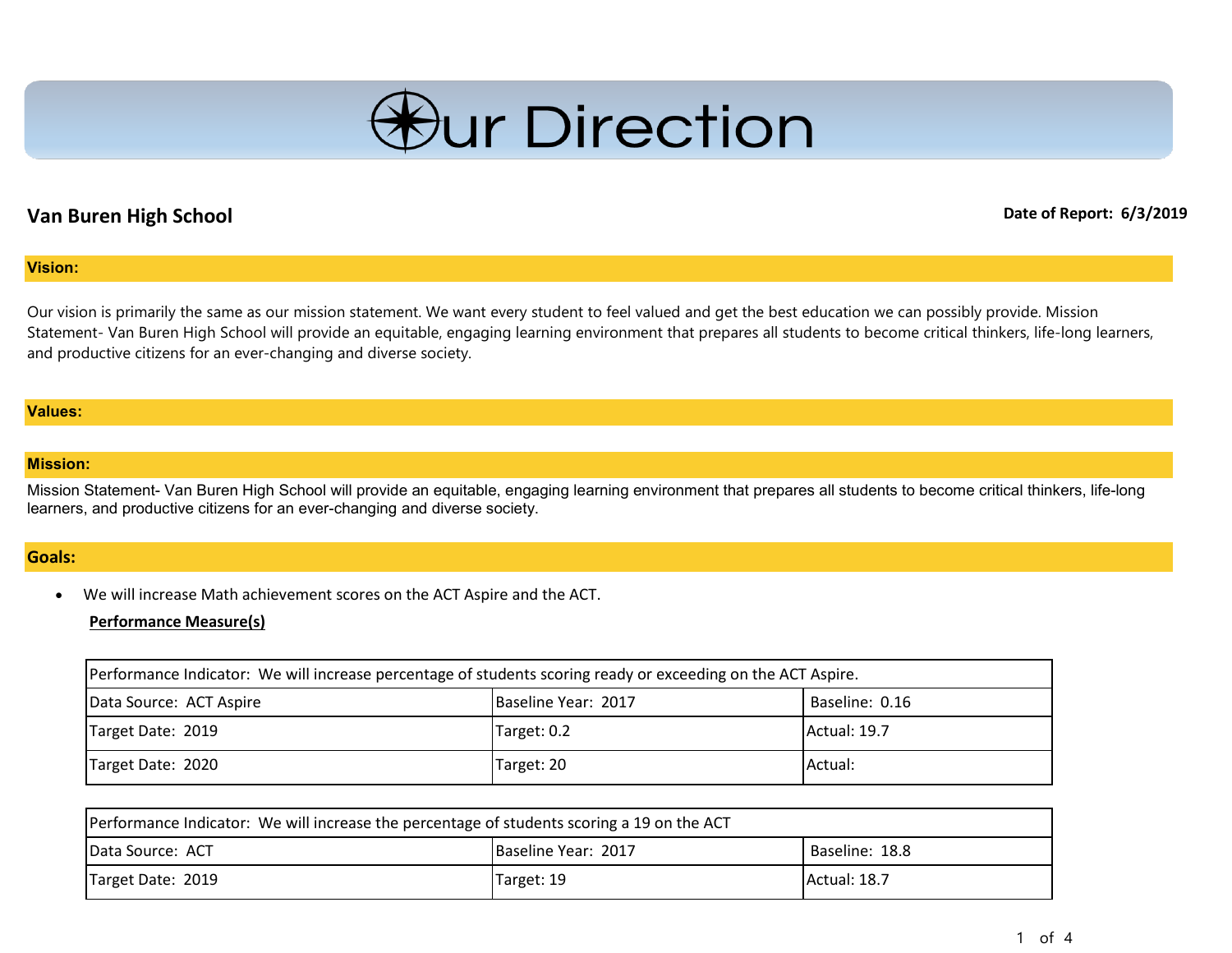# Our Direction

**Van Buren High School**

**Date of Report: 6/3/2019**

## Vision:

Our vision is primarily the same as our mission statement. We want every student to feel valued and get the best education we can possibly provide. Mission Statement- Van Buren High School will provide an equitable, engaging learning environment that prepares all students to become critical thinkers, life-long learners, and productive citizens for an ever-changing and diverse society.

## Values:

## Mission:

Mission Statement- Van Buren High School will provide an equitable, engaging learning environment that prepares all students to become critical thinkers, life-long learners, and productive citizens for an ever-changing and diverse society.

## Goals:

- We will increase Math achievement scores on the ACT Aspire and the ACT.

**Performance Measure(s)**

| Performance Indicator: We will increase percentage of students scoring ready or exceeding on the ACT Aspire. | | |
|---|---|---|
| Data Source: ACT Aspire | Baseline Year: 2017 | Baseline: 0.16 |
| Target Date: 2019 | Target: 0.2 | Actual: 19.7 |
| Target Date: 2020 | Target: 20 | Actual: |

| Performance Indicator: We will increase the percentage of students scoring a 19 on the ACT | | |
|---|---|---|
| Data Source: ACT | Baseline Year: 2017 | Baseline: 18.8 |
| Target Date: 2019 | Target: 19 | Actual: 18.7 |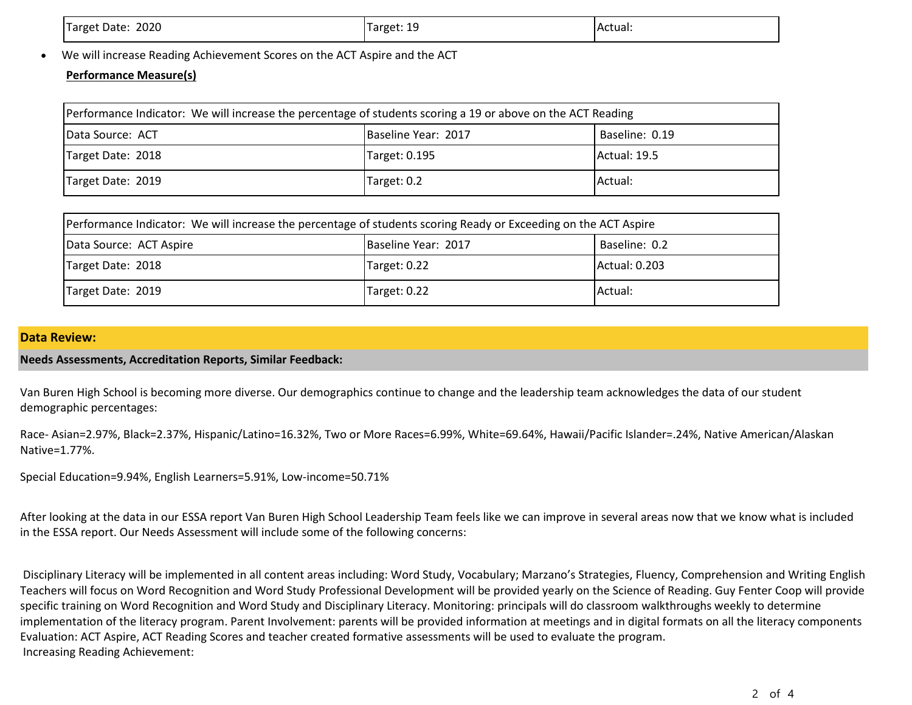| Target Date: 2020 | Target: 19 | Actual: |
|---|---|---|

- We will increase Reading Achievement Scores on the ACT Aspire and the ACT

**Performance Measure(s)**

| Performance Indicator: We will increase the percentage of students scoring a 19 or above on the ACT Reading | | |
|---|---|---|
| Data Source: ACT | Baseline Year: 2017 | Baseline: 0.19 |
| Target Date: 2018 | Target: 0.195 | Actual: 19.5 |
| Target Date: 2019 | Target: 0.2 | Actual: |

| Performance Indicator: We will increase the percentage of students scoring Ready or Exceeding on the ACT Aspire | | |
|---|---|---|
| Data Source: ACT Aspire | Baseline Year: 2017 | Baseline: 0.2 |
| Target Date: 2018 | Target: 0.22 | Actual: 0.203 |
| Target Date: 2019 | Target: 0.22 | Actual: |

## Data Review:

### Needs Assessments, Accreditation Reports, Similar Feedback:

Van Buren High School is becoming more diverse. Our demographics continue to change and the leadership team acknowledges the data of our student demographic percentages:

Race- Asian=2.97%, Black=2.37%, Hispanic/Latino=16.32%, Two or More Races=6.99%, White=69.64%, Hawaii/Pacific Islander=.24%, Native American/Alaskan Native=1.77%.

Special Education=9.94%, English Learners=5.91%, Low-income=50.71%

After looking at the data in our ESSA report Van Buren High School Leadership Team feels like we can improve in several areas now that we know what is included in the ESSA report. Our Needs Assessment will include some of the following concerns:

Disciplinary Literacy will be implemented in all content areas including: Word Study, Vocabulary; Marzano's Strategies, Fluency, Comprehension and Writing English Teachers will focus on Word Recognition and Word Study Professional Development will be provided yearly on the Science of Reading. Guy Fenter Coop will provide specific training on Word Recognition and Word Study and Disciplinary Literacy. Monitoring: principals will do classroom walkthroughs weekly to determine implementation of the literacy program. Parent Involvement: parents will be provided information at meetings and in digital formats on all the literacy components Evaluation: ACT Aspire, ACT Reading Scores and teacher created formative assessments will be used to evaluate the program.
Increasing Reading Achievement: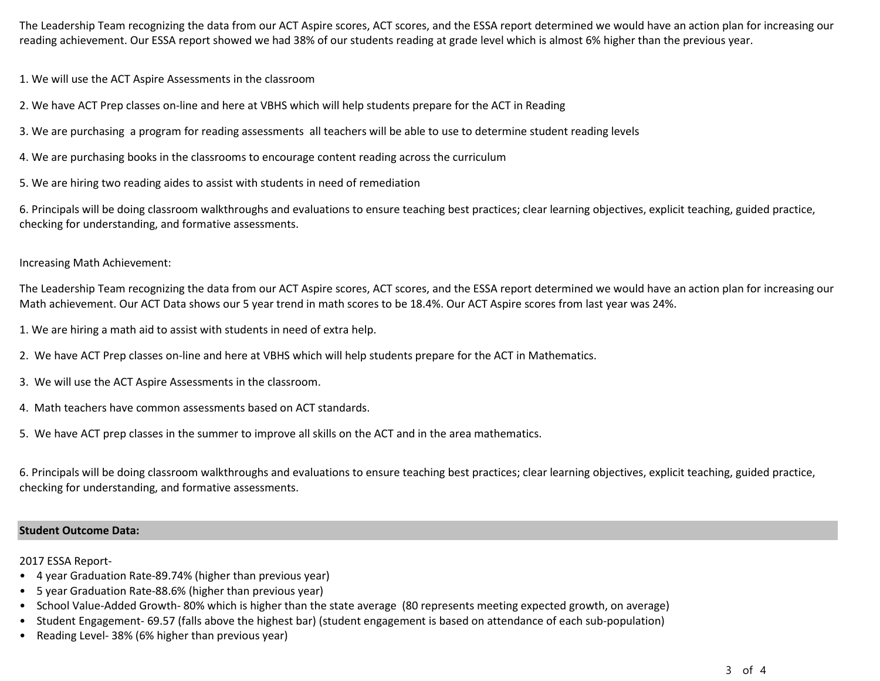The Leadership Team recognizing the data from our ACT Aspire scores, ACT scores, and the ESSA report determined we would have an action plan for increasing our reading achievement. Our ESSA report showed we had 38% of our students reading at grade level which is almost 6% higher than the previous year.

1. We will use the ACT Aspire Assessments in the classroom

2. We have ACT Prep classes on-line and here at VBHS which will help students prepare for the ACT in Reading

3. We are purchasing a program for reading assessments all teachers will be able to use to determine student reading levels

4. We are purchasing books in the classrooms to encourage content reading across the curriculum

5. We are hiring two reading aides to assist with students in need of remediation

6. Principals will be doing classroom walkthroughs and evaluations to ensure teaching best practices; clear learning objectives, explicit teaching, guided practice, checking for understanding, and formative assessments.

Increasing Math Achievement:

The Leadership Team recognizing the data from our ACT Aspire scores, ACT scores, and the ESSA report determined we would have an action plan for increasing our Math achievement. Our ACT Data shows our 5 year trend in math scores to be 18.4%. Our ACT Aspire scores from last year was 24%.

1. We are hiring a math aid to assist with students in need of extra help.

2. We have ACT Prep classes on-line and here at VBHS which will help students prepare for the ACT in Mathematics.

3. We will use the ACT Aspire Assessments in the classroom.

4. Math teachers have common assessments based on ACT standards.

5. We have ACT prep classes in the summer to improve all skills on the ACT and in the area mathematics.

6. Principals will be doing classroom walkthroughs and evaluations to ensure teaching best practices; clear learning objectives, explicit teaching, guided practice, checking for understanding, and formative assessments.

**Student Outcome Data:**

2017 ESSA Report-

- 4 year Graduation Rate-89.74% (higher than previous year)
- 5 year Graduation Rate-88.6% (higher than previous year)
- School Value-Added Growth- 80% which is higher than the state average (80 represents meeting expected growth, on average)
- Student Engagement- 69.57 (falls above the highest bar) (student engagement is based on attendance of each sub-population)
- Reading Level- 38% (6% higher than previous year)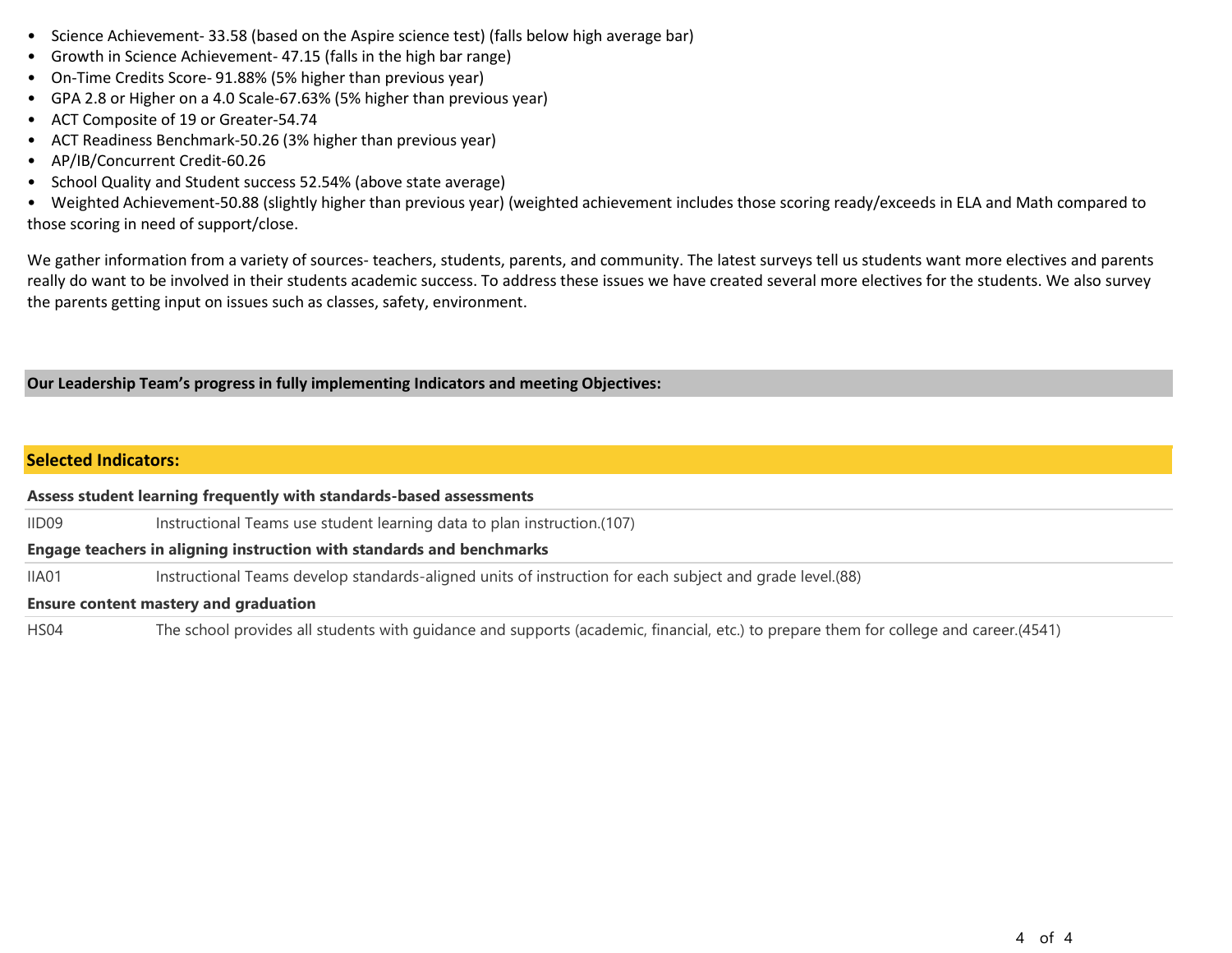- Science Achievement- 33.58 (based on the Aspire science test) (falls below high average bar)
- Growth in Science Achievement- 47.15 (falls in the high bar range)
- On-Time Credits Score- 91.88% (5% higher than previous year)
- GPA 2.8 or Higher on a 4.0 Scale-67.63% (5% higher than previous year)
- ACT Composite of 19 or Greater-54.74
- ACT Readiness Benchmark-50.26 (3% higher than previous year)
- AP/IB/Concurrent Credit-60.26
- School Quality and Student success 52.54% (above state average)
- Weighted Achievement-50.88 (slightly higher than previous year) (weighted achievement includes those scoring ready/exceeds in ELA and Math compared to those scoring in need of support/close.

We gather information from a variety of sources- teachers, students, parents, and community. The latest surveys tell us students want more electives and parents really do want to be involved in their students academic success. To address these issues we have created several more electives for the students. We also survey the parents getting input on issues such as classes, safety, environment.

**Our Leadership Team's progress in fully implementing Indicators and meeting Objectives:**

## Selected Indicators:

**Assess student learning frequently with standards-based assessments**

| | |
|---|---|
| IID09 | Instructional Teams use student learning data to plan instruction.(107) |

**Engage teachers in aligning instruction with standards and benchmarks**

| | |
|---|---|
| IIA01 | Instructional Teams develop standards-aligned units of instruction for each subject and grade level.(88) |

**Ensure content mastery and graduation**

| | |
|---|---|
| HS04 | The school provides all students with guidance and supports (academic, financial, etc.) to prepare them for college and career.(4541) |